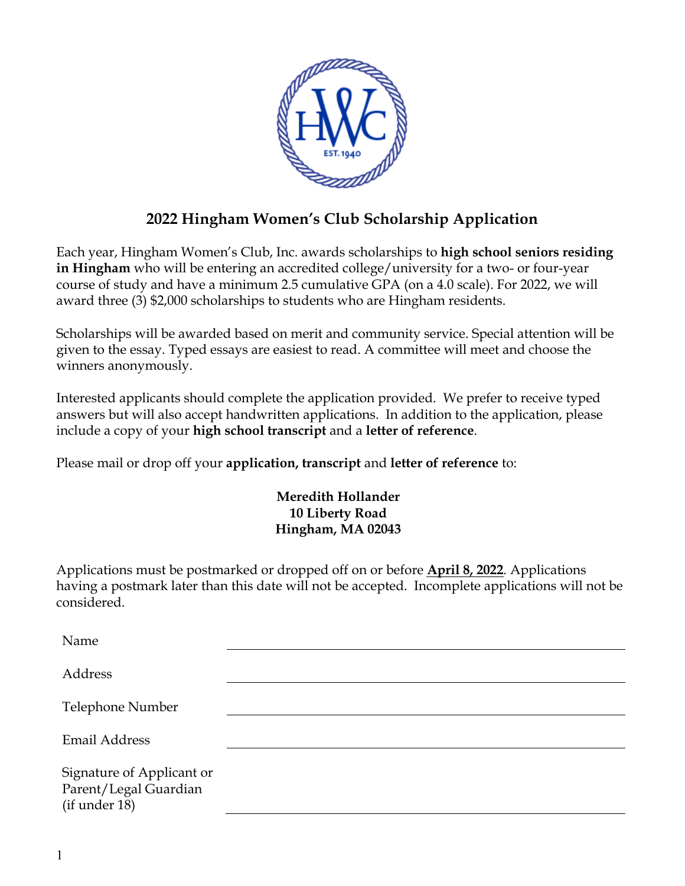# 2022 Hingham Women's Club Scholarship Application

Each year, Hingham Women's Club, Inc. awards scholarships to **high school seniors residing in Hingham** who will be entering an accredited college/university for a two- or four-year course of study and have a minimum 2.5 cumulative GPA (on a 4.0 scale). For 2022, we will award three (3) $2,000 scholarships to students who are Hingham residents.

Scholarships will be awarded based on merit and community service. Special attention will be given to the essay. Typed essays are easiest to read. A committee will meet and choose the winners anonymously.

Interested applicants should complete the application provided. We prefer to receive typed answers but will also accept handwritten applications. In addition to the application, please include a copy of your **high school transcript** and a **letter of reference**.

Please mail or drop off your **application, transcript** and **letter of reference** to:

**Meredith Hollander**
**10 Liberty Road**
**Hingham, MA 02043**

Applications must be postmarked or dropped off on or before **April 8, 2022**. Applications having a postmark later than this date will not be accepted. Incomplete applications will not be considered.

Name ______________________________

Address ______________________________

Telephone Number ______________________________

Email Address ______________________________

Signature of Applicant or Parent/Legal Guardian (if under 18) ______________________________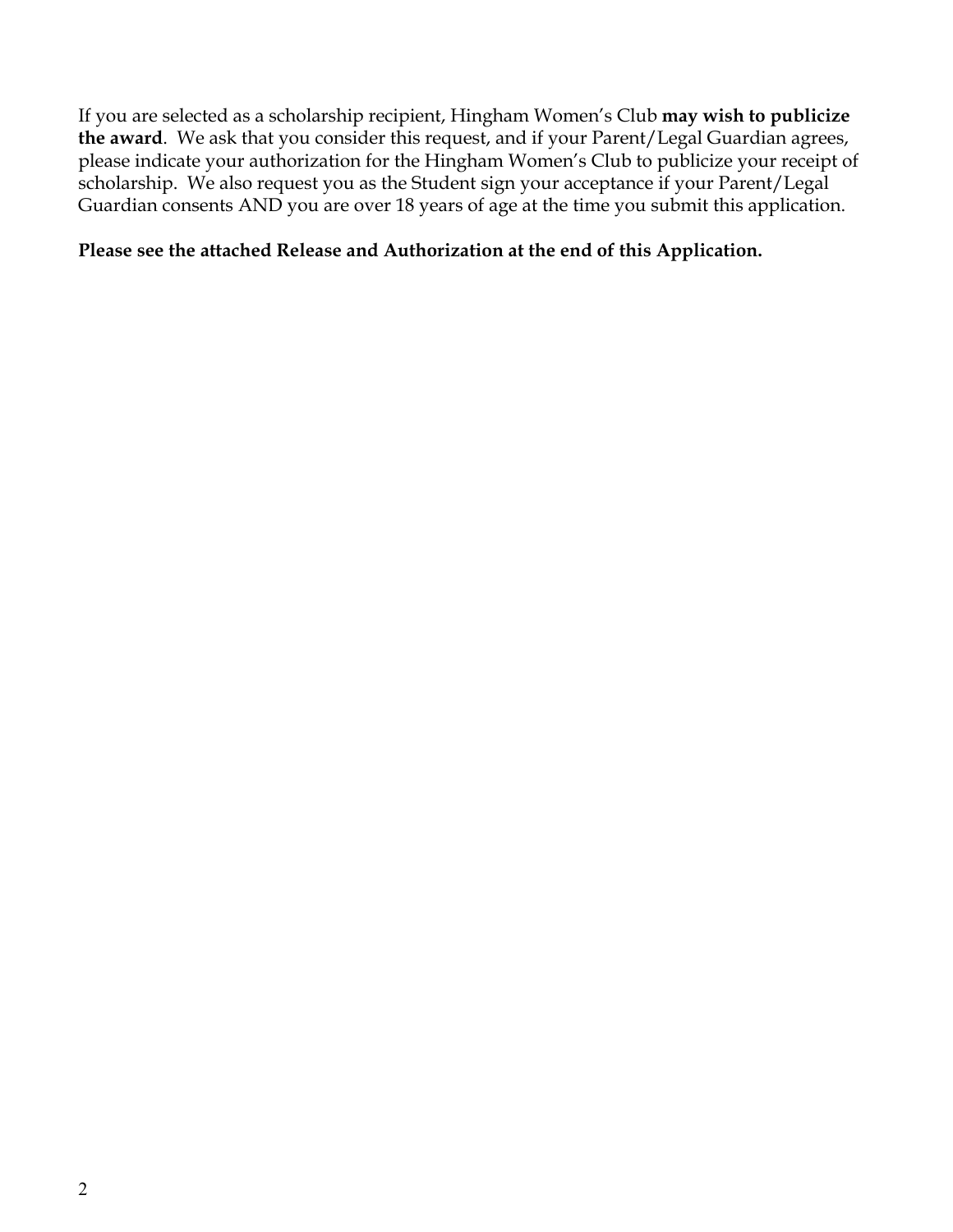If you are selected as a scholarship recipient, Hingham Women's Club **may wish to publicize the award**. We ask that you consider this request, and if your Parent/Legal Guardian agrees, please indicate your authorization for the Hingham Women's Club to publicize your receipt of scholarship. We also request you as the Student sign your acceptance if your Parent/Legal Guardian consents AND you are over 18 years of age at the time you submit this application.

**Please see the attached Release and Authorization at the end of this Application.**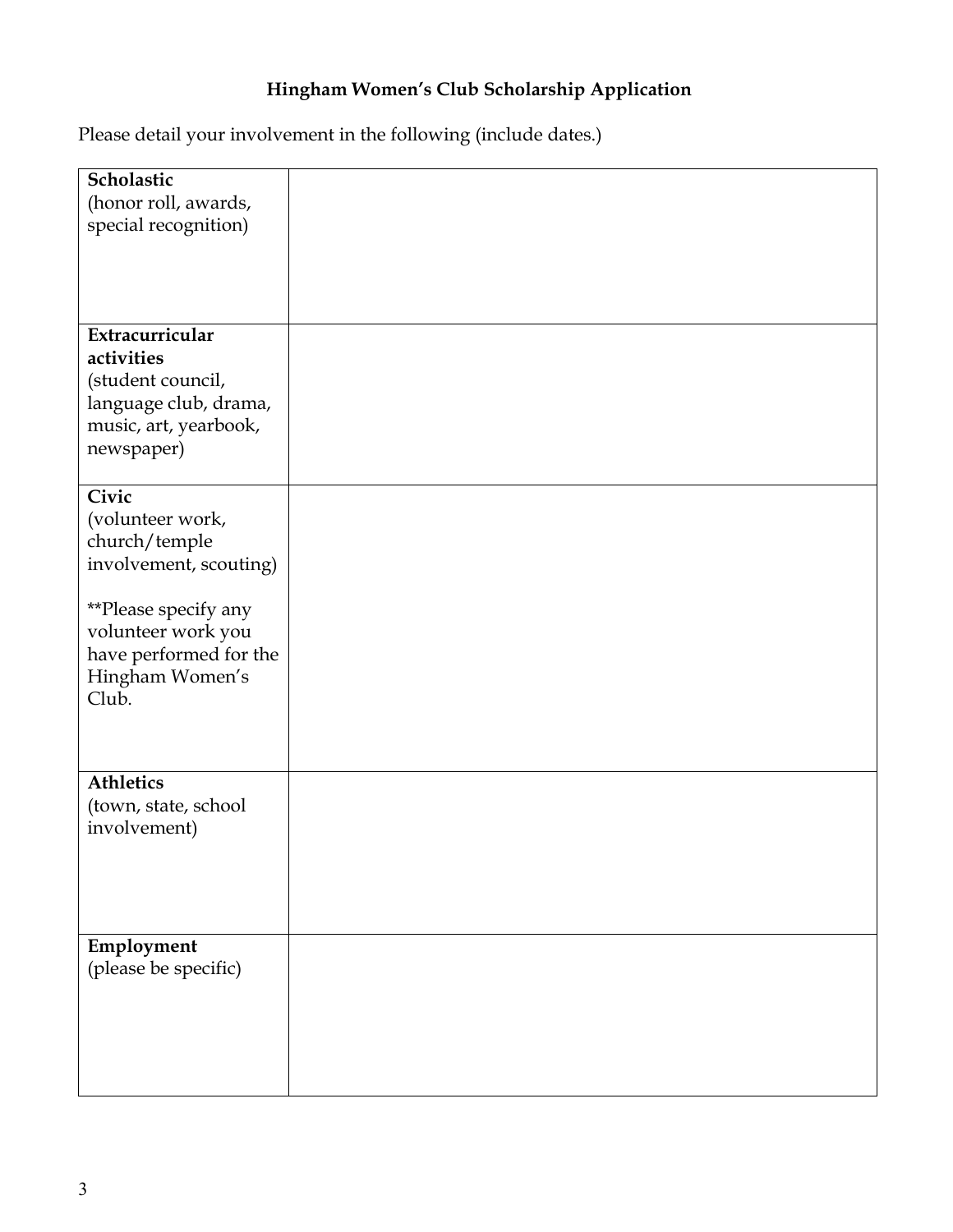# Hingham Women's Club Scholarship Application

Please detail your involvement in the following (include dates.)

| | |
|---|---|
| **Scholastic** (honor roll, awards, special recognition) | |
| **Extracurricular activities** (student council, language club, drama, music, art, yearbook, newspaper) | |
| **Civic** (volunteer work, church/temple involvement, scouting)<br><br>**Please specify any volunteer work you have performed for the Hingham Women's Club. | |
| **Athletics** (town, state, school involvement) | |
| **Employment** (please be specific) | |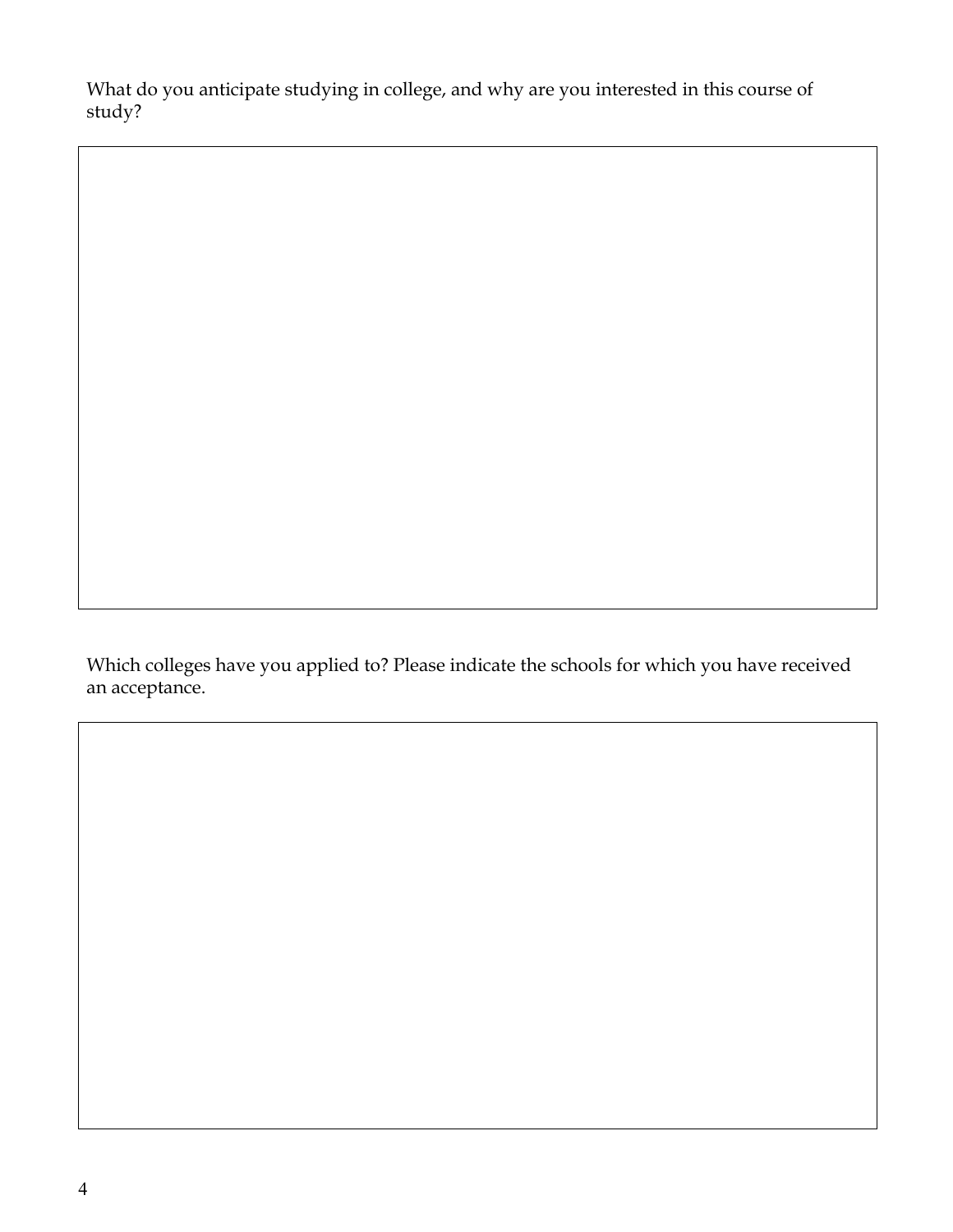What do you anticipate studying in college, and why are you interested in this course of study?

Which colleges have you applied to? Please indicate the schools for which you have received an acceptance.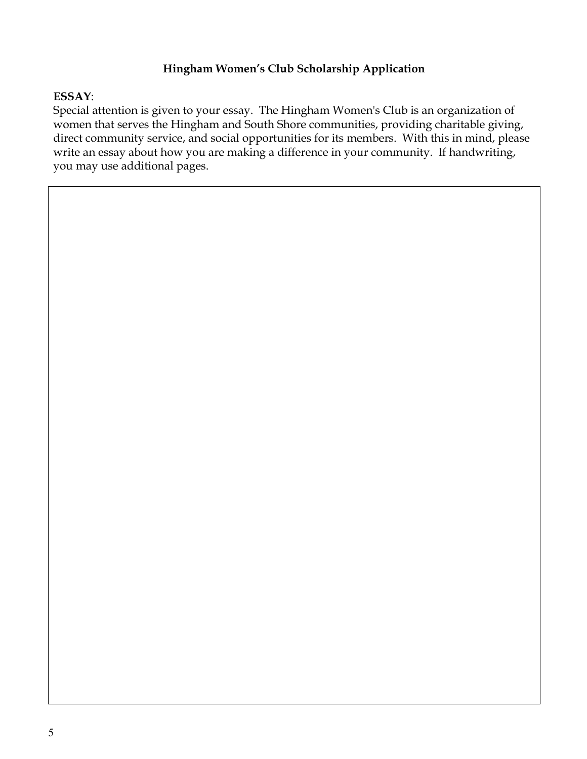## Hingham Women's Club Scholarship Application

**ESSAY**:

Special attention is given to your essay. The Hingham Women's Club is an organization of women that serves the Hingham and South Shore communities, providing charitable giving, direct community service, and social opportunities for its members. With this in mind, please write an essay about how you are making a difference in your community. If handwriting, you may use additional pages.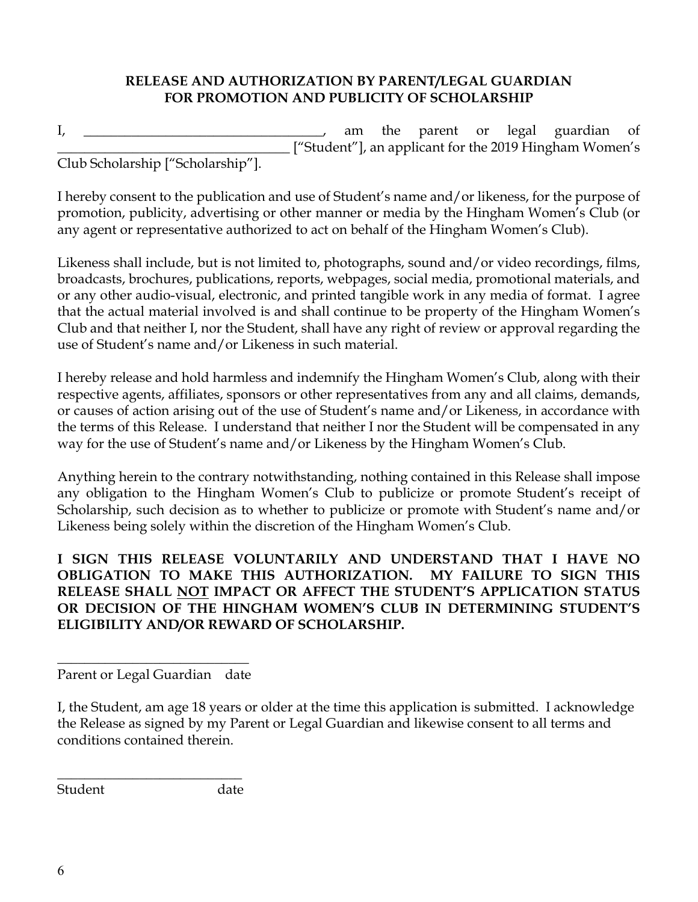**RELEASE AND AUTHORIZATION BY PARENT/LEGAL GUARDIAN FOR PROMOTION AND PUBLICITY OF SCHOLARSHIP**

I, ___________________________________, am the parent or legal guardian of ___________________________________ ["Student"], an applicant for the 2019 Hingham Women's Club Scholarship ["Scholarship"].

I hereby consent to the publication and use of Student's name and/or likeness, for the purpose of promotion, publicity, advertising or other manner or media by the Hingham Women's Club (or any agent or representative authorized to act on behalf of the Hingham Women's Club).

Likeness shall include, but is not limited to, photographs, sound and/or video recordings, films, broadcasts, brochures, publications, reports, webpages, social media, promotional materials, and or any other audio-visual, electronic, and printed tangible work in any media of format. I agree that the actual material involved is and shall continue to be property of the Hingham Women's Club and that neither I, nor the Student, shall have any right of review or approval regarding the use of Student's name and/or Likeness in such material.

I hereby release and hold harmless and indemnify the Hingham Women's Club, along with their respective agents, affiliates, sponsors or other representatives from any and all claims, demands, or causes of action arising out of the use of Student's name and/or Likeness, in accordance with the terms of this Release. I understand that neither I nor the Student will be compensated in any way for the use of Student's name and/or Likeness by the Hingham Women's Club.

Anything herein to the contrary notwithstanding, nothing contained in this Release shall impose any obligation to the Hingham Women's Club to publicize or promote Student's receipt of Scholarship, such decision as to whether to publicize or promote with Student's name and/or Likeness being solely within the discretion of the Hingham Women's Club.

**I SIGN THIS RELEASE VOLUNTARILY AND UNDERSTAND THAT I HAVE NO OBLIGATION TO MAKE THIS AUTHORIZATION. MY FAILURE TO SIGN THIS RELEASE SHALL NOT IMPACT OR AFFECT THE STUDENT'S APPLICATION STATUS OR DECISION OF THE HINGHAM WOMEN'S CLUB IN DETERMINING STUDENT'S ELIGIBILITY AND/OR REWARD OF SCHOLARSHIP.**

____________________________

Parent or Legal Guardian date

I, the Student, am age 18 years or older at the time this application is submitted. I acknowledge the Release as signed by my Parent or Legal Guardian and likewise consent to all terms and conditions contained therein.

____________________________

Student date